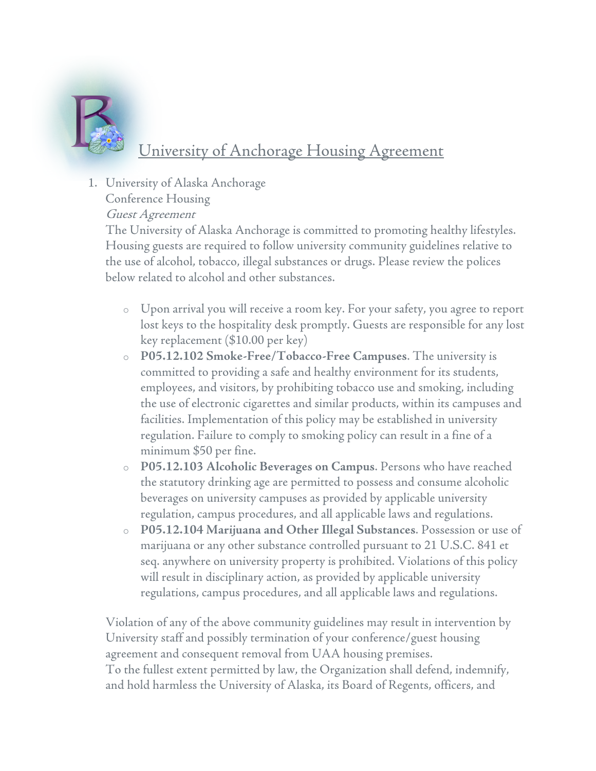# University of Anchorage Housing Agreement

1. University of Alaska Anchorage
   Conference Housing
   *Guest Agreement*
   The University of Alaska Anchorage is committed to promoting healthy lifestyles. Housing guests are required to follow university community guidelines relative to the use of alcohol, tobacco, illegal substances or drugs. Please review the polices below related to alcohol and other substances.

   - Upon arrival you will receive a room key. For your safety, you agree to report lost keys to the hospitality desk promptly. Guests are responsible for any lost key replacement ($10.00 per key)
   - **P05.12.102 Smoke-Free/Tobacco-Free Campuses**. The university is committed to providing a safe and healthy environment for its students, employees, and visitors, by prohibiting tobacco use and smoking, including the use of electronic cigarettes and similar products, within its campuses and facilities. Implementation of this policy may be established in university regulation. Failure to comply to smoking policy can result in a fine of a minimum $50 per fine.
   - **P05.12.103 Alcoholic Beverages on Campus**. Persons who have reached the statutory drinking age are permitted to possess and consume alcoholic beverages on university campuses as provided by applicable university regulation, campus procedures, and all applicable laws and regulations.
   - **P05.12.104 Marijuana and Other Illegal Substances**. Possession or use of marijuana or any other substance controlled pursuant to 21 U.S.C. 841 et seq. anywhere on university property is prohibited. Violations of this policy will result in disciplinary action, as provided by applicable university regulations, campus procedures, and all applicable laws and regulations.

   Violation of any of the above community guidelines may result in intervention by University staff and possibly termination of your conference/guest housing agreement and consequent removal from UAA housing premises.
   To the fullest extent permitted by law, the Organization shall defend, indemnify, and hold harmless the University of Alaska, its Board of Regents, officers, and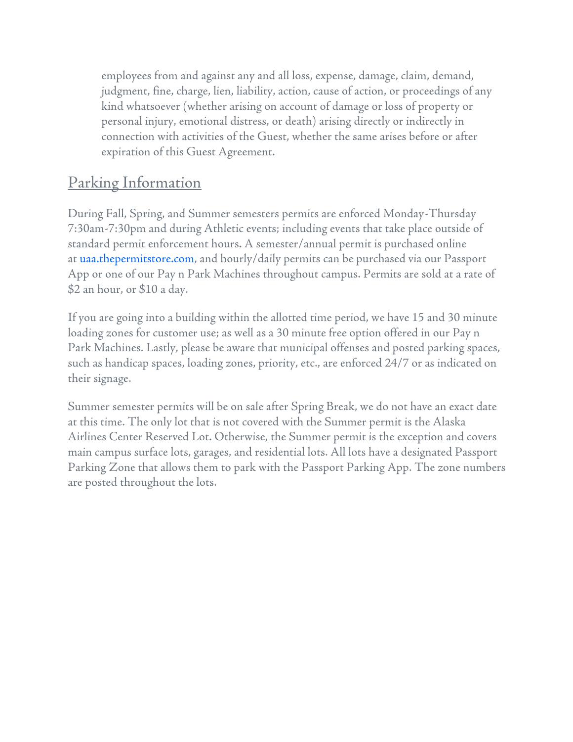employees from and against any and all loss, expense, damage, claim, demand, judgment, fine, charge, lien, liability, action, cause of action, or proceedings of any kind whatsoever (whether arising on account of damage or loss of property or personal injury, emotional distress, or death) arising directly or indirectly in connection with activities of the Guest, whether the same arises before or after expiration of this Guest Agreement.

## Parking Information

During Fall, Spring, and Summer semesters permits are enforced Monday-Thursday 7:30am-7:30pm and during Athletic events; including events that take place outside of standard permit enforcement hours. A semester/annual permit is purchased online at uaa.thepermitstore.com, and hourly/daily permits can be purchased via our Passport App or one of our Pay n Park Machines throughout campus. Permits are sold at a rate of $2 an hour, or $10 a day.

If you are going into a building within the allotted time period, we have 15 and 30 minute loading zones for customer use; as well as a 30 minute free option offered in our Pay n Park Machines. Lastly, please be aware that municipal offenses and posted parking spaces, such as handicap spaces, loading zones, priority, etc., are enforced 24/7 or as indicated on their signage.

Summer semester permits will be on sale after Spring Break, we do not have an exact date at this time. The only lot that is not covered with the Summer permit is the Alaska Airlines Center Reserved Lot. Otherwise, the Summer permit is the exception and covers main campus surface lots, garages, and residential lots. All lots have a designated Passport Parking Zone that allows them to park with the Passport Parking App. The zone numbers are posted throughout the lots.